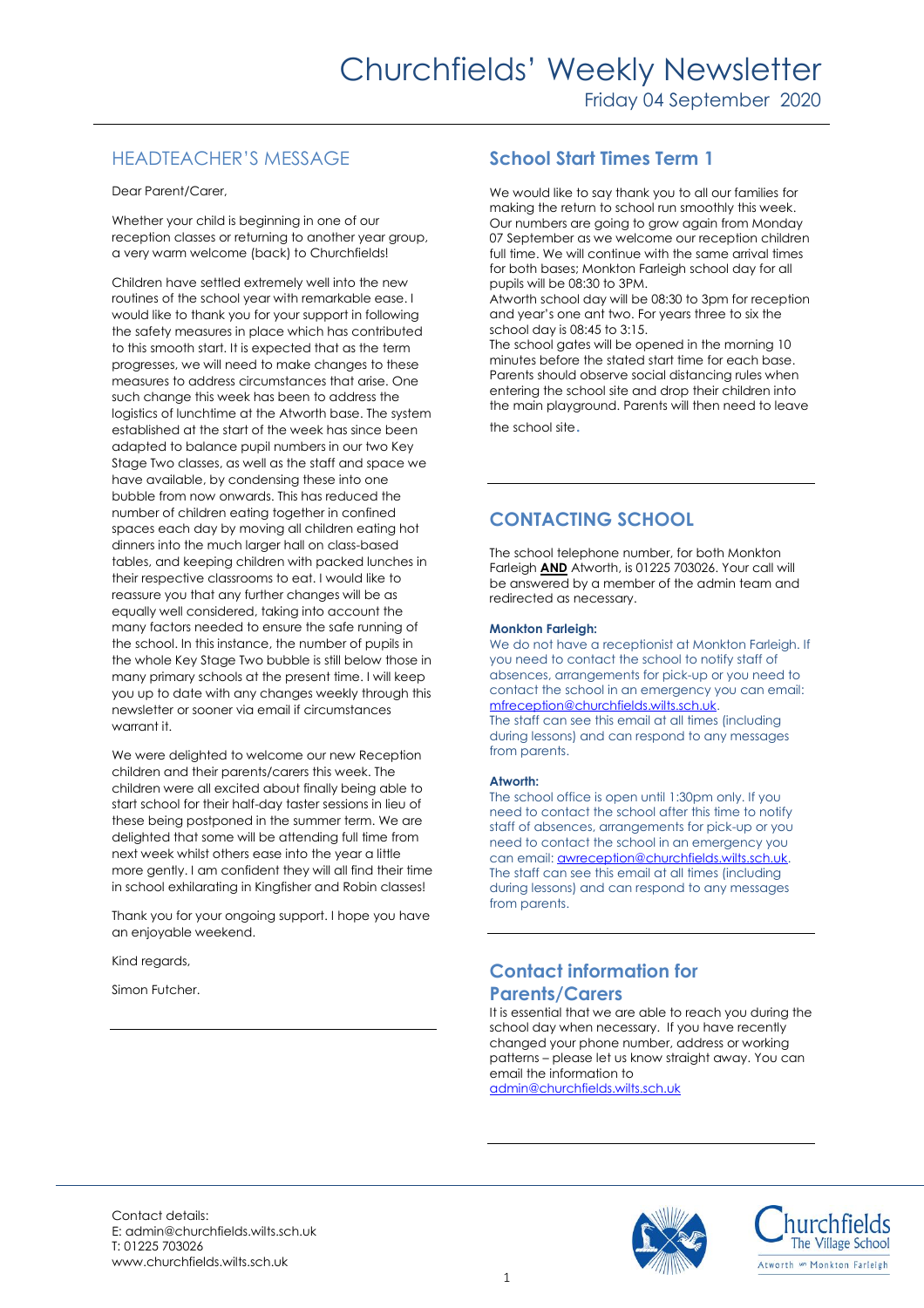# Churchfields' Weekly Newsletter

Friday 04 September 2020

## HEADTEACHER'S MESSAGE

Dear Parent/Carer,

Whether your child is beginning in one of our reception classes or returning to another year group, a very warm welcome (back) to Churchfields!

Children have settled extremely well into the new routines of the school year with remarkable ease. I would like to thank you for your support in following the safety measures in place which has contributed to this smooth start. It is expected that as the term progresses, we will need to make changes to these measures to address circumstances that arise. One such change this week has been to address the logistics of lunchtime at the Atworth base. The system established at the start of the week has since been adapted to balance pupil numbers in our two Key Stage Two classes, as well as the staff and space we have available, by condensing these into one bubble from now onwards. This has reduced the number of children eating together in confined spaces each day by moving all children eating hot dinners into the much larger hall on class-based tables, and keeping children with packed lunches in their respective classrooms to eat. I would like to reassure you that any further changes will be as equally well considered, taking into account the many factors needed to ensure the safe running of the school. In this instance, the number of pupils in the whole Key Stage Two bubble is still below those in many primary schools at the present time. I will keep you up to date with any changes weekly through this newsletter or sooner via email if circumstances warrant it.

We were delighted to welcome our new Reception children and their parents/carers this week. The children were all excited about finally being able to start school for their half-day taster sessions in lieu of these being postponed in the summer term. We are delighted that some will be attending full time from next week whilst others ease into the year a little more gently. I am confident they will all find their time in school exhilarating in Kingfisher and Robin classes!

Thank you for your ongoing support. I hope you have an enjoyable weekend.

Kind regards,

Simon Futcher.

## School Start Times Term 1

We would like to say thank you to all our families for making the return to school run smoothly this week. Our numbers are going to grow again from Monday 07 September as we welcome our reception children full time. We will continue with the same arrival times for both bases; Monkton Farleigh school day for all pupils will be 08:30 to 3PM.

Atworth school day will be 08:30 to 3pm for reception and year's one ant two. For years three to six the school day is 08:45 to 3:15.

The school gates will be opened in the morning 10 minutes before the stated start time for each base. Parents should observe social distancing rules when entering the school site and drop their children into the main playground. Parents will then need to leave the school site.

## CONTACTING SCHOOL

The school telephone number, for both Monkton Farleigh **AND** Atworth, is 01225 703026. Your call will be answered by a member of the admin team and redirected as necessary.

**Monkton Farleigh:**

We do not have a receptionist at Monkton Farleigh. If you need to contact the school to notify staff of absences, arrangements for pick-up or you need to contact the school in an emergency you can email: mfreception@churchfields.wilts.sch.uk.
The staff can see this email at all times (including during lessons) and can respond to any messages from parents.

**Atworth:**

The school office is open until 1:30pm only. If you need to contact the school after this time to notify staff of absences, arrangements for pick-up or you need to contact the school in an emergency you can email: awreception@churchfields.wilts.sch.uk.
The staff can see this email at all times (including during lessons) and can respond to any messages from parents.

## Contact information for Parents/Carers

It is essential that we are able to reach you during the school day when necessary. If you have recently changed your phone number, address or working patterns – please let us know straight away. You can email the information to admin@churchfields.wilts.sch.uk

Contact details:
E: admin@churchfields.wilts.sch.uk
T: 01225 703026
www.churchfields.wilts.sch.uk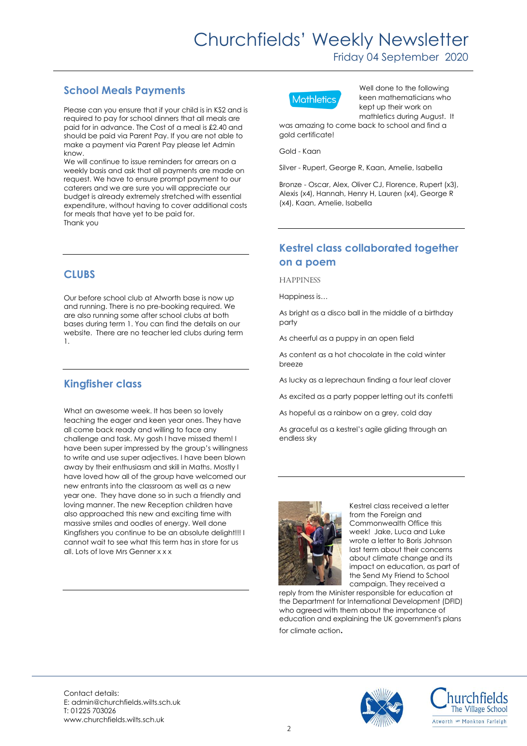# Churchfields' Weekly Newsletter

Friday 04 September 2020

## School Meals Payments

Please can you ensure that if your child is in KS2 and is required to pay for school dinners that all meals are paid for in advance. The Cost of a meal is £2.40 and should be paid via Parent Pay. If you are not able to make a payment via Parent Pay please let Admin know.

We will continue to issue reminders for arrears on a weekly basis and ask that all payments are made on request. We have to ensure prompt payment to our caterers and we are sure you will appreciate our budget is already extremely stretched with essential expenditure, without having to cover additional costs for meals that have yet to be paid for.

Thank you

## CLUBS

Our before school club at Atworth base is now up and running. There is no pre-booking required. We are also running some after school clubs at both bases during term 1. You can find the details on our website. There are no teacher led clubs during term 1.

## Kingfisher class

What an awesome week. It has been so lovely teaching the eager and keen year ones. They have all come back ready and willing to face any challenge and task. My gosh I have missed them! I have been super impressed by the group's willingness to write and use super adjectives. I have been blown away by their enthusiasm and skill in Maths. Mostly I have loved how all of the group have welcomed our new entrants into the classroom as well as a new year one. They have done so in such a friendly and loving manner. The new Reception children have also approached this new and exciting time with massive smiles and oodles of energy. Well done Kingfishers you continue to be an absolute delight!!! I cannot wait to see what this term has in store for us all. Lots of love Mrs Genner x x x

Mathletics

Well done to the following keen mathematicians who kept up their work on mathletics during August. It was amazing to come back to school and find a gold certificate!

Gold - Kaan

Silver - Rupert, George R, Kaan, Amelie, Isabella

Bronze - Oscar, Alex, Oliver CJ, Florence, Rupert (x3), Alexis (x4), Hannah, Henry H, Lauren (x4), George R (x4), Kaan, Amelie, Isabella

## Kestrel class collaborated together on a poem

HAPPINESS

Happiness is…

As bright as a disco ball in the middle of a birthday party

As cheerful as a puppy in an open field

As content as a hot chocolate in the cold winter breeze

As lucky as a leprechaun finding a four leaf clover

As excited as a party popper letting out its confetti

As hopeful as a rainbow on a grey, cold day

As graceful as a kestrel's agile gliding through an endless sky

Kestrel class received a letter from the Foreign and Commonwealth Office this week! Jake, Luca and Luke wrote a letter to Boris Johnson last term about their concerns about climate change and its impact on education, as part of the Send My Friend to School campaign. They received a reply from the Minister responsible for education at the Department for International Development (DFID) who agreed with them about the importance of education and explaining the UK government's plans for climate action.

Contact details:
E: admin@churchfields.wilts.sch.uk
T: 01225 703026
www.churchfields.wilts.sch.uk

Churchfields The Village School
Atworth and Monkton Farleigh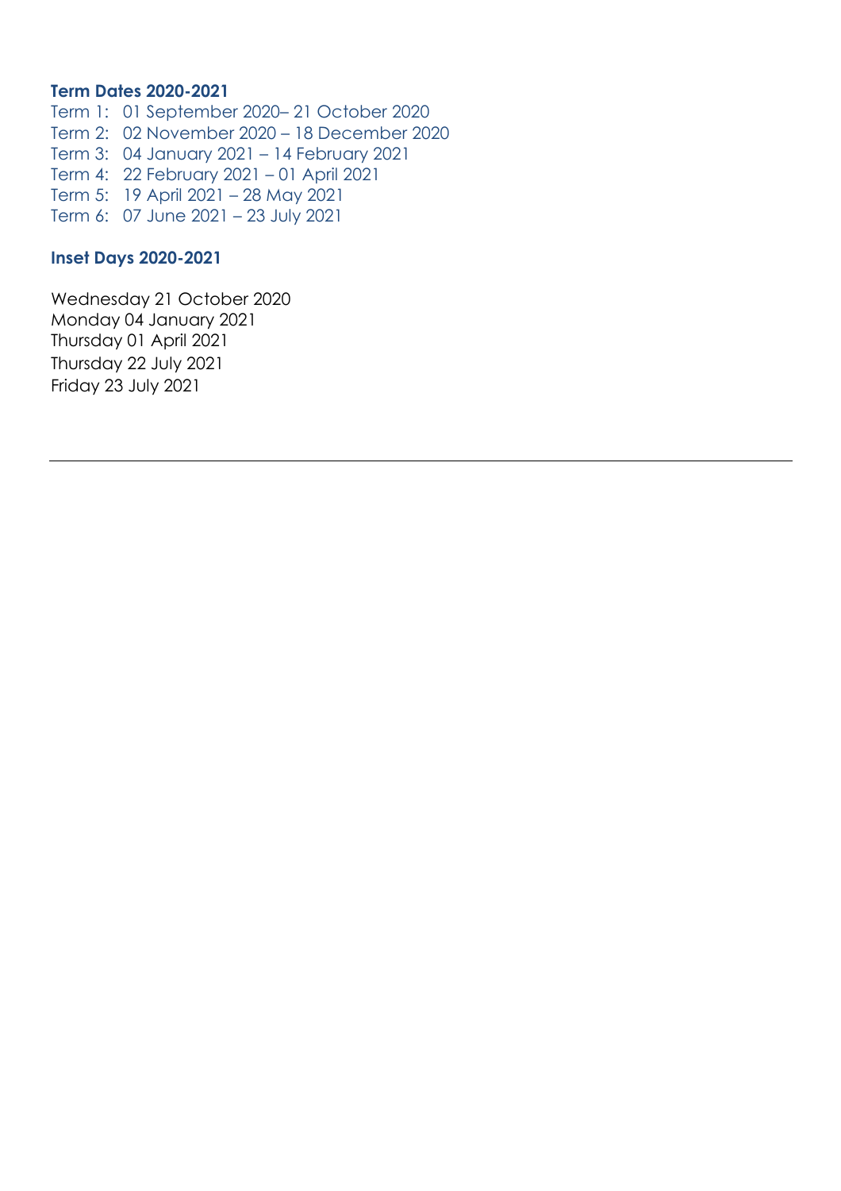**Term Dates 2020-2021**

Term 1: 01 September 2020– 21 October 2020
Term 2: 02 November 2020 – 18 December 2020
Term 3: 04 January 2021 – 14 February 2021
Term 4: 22 February 2021 – 01 April 2021
Term 5: 19 April 2021 – 28 May 2021
Term 6: 07 June 2021 – 23 July 2021

**Inset Days 2020-2021**

Wednesday 21 October 2020
Monday 04 January 2021
Thursday 01 April 2021
Thursday 22 July 2021
Friday 23 July 2021

---